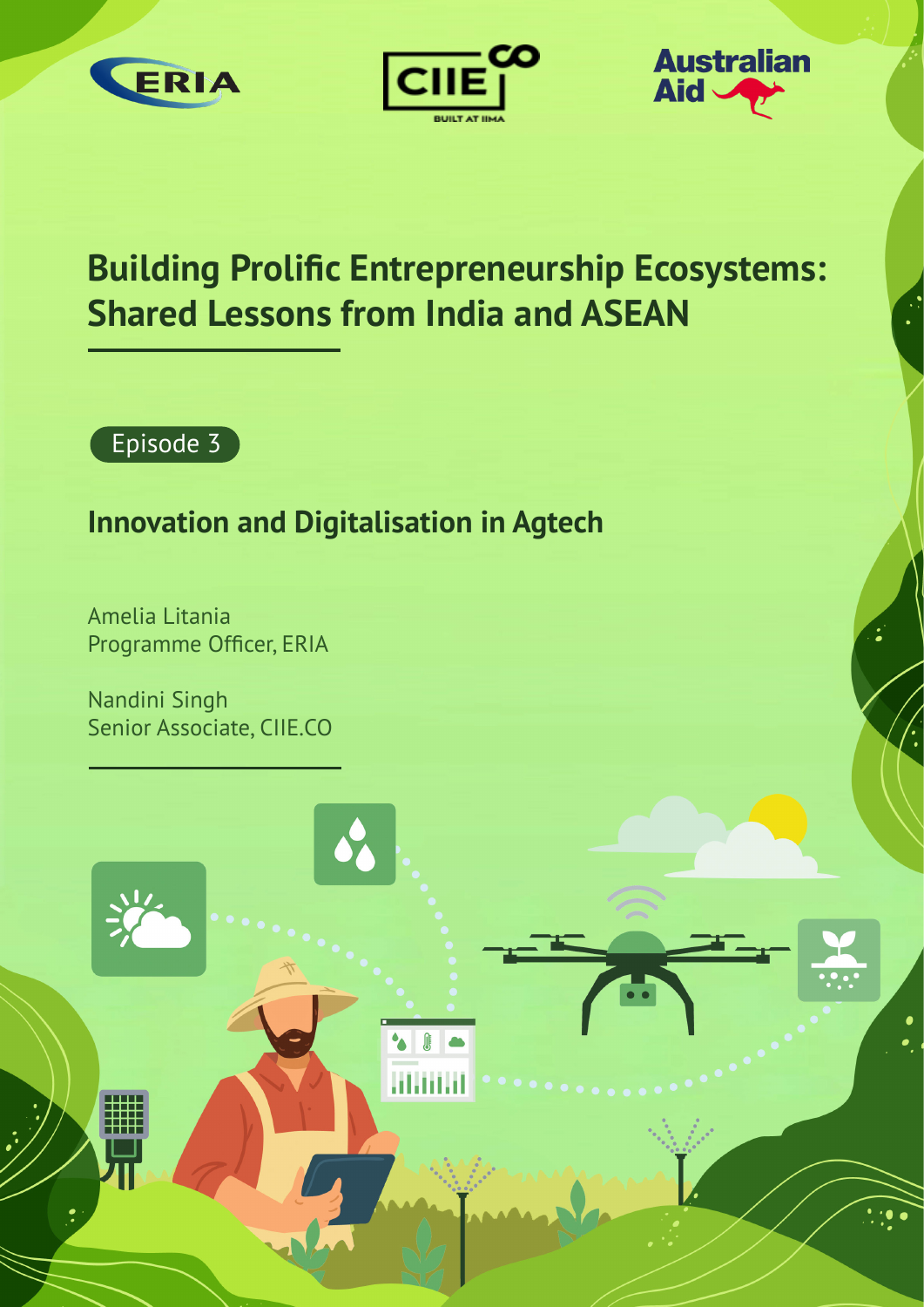ERIA CIIE.CO BUILT AT IIMA Australian Aid

# Building Prolific Entrepreneurship Ecosystems: Shared Lessons from India and ASEAN

Episode 3

## Innovation and Digitalisation in Agtech

Amelia Litania
Programme Officer, ERIA

Nandini Singh
Senior Associate, CIIE.CO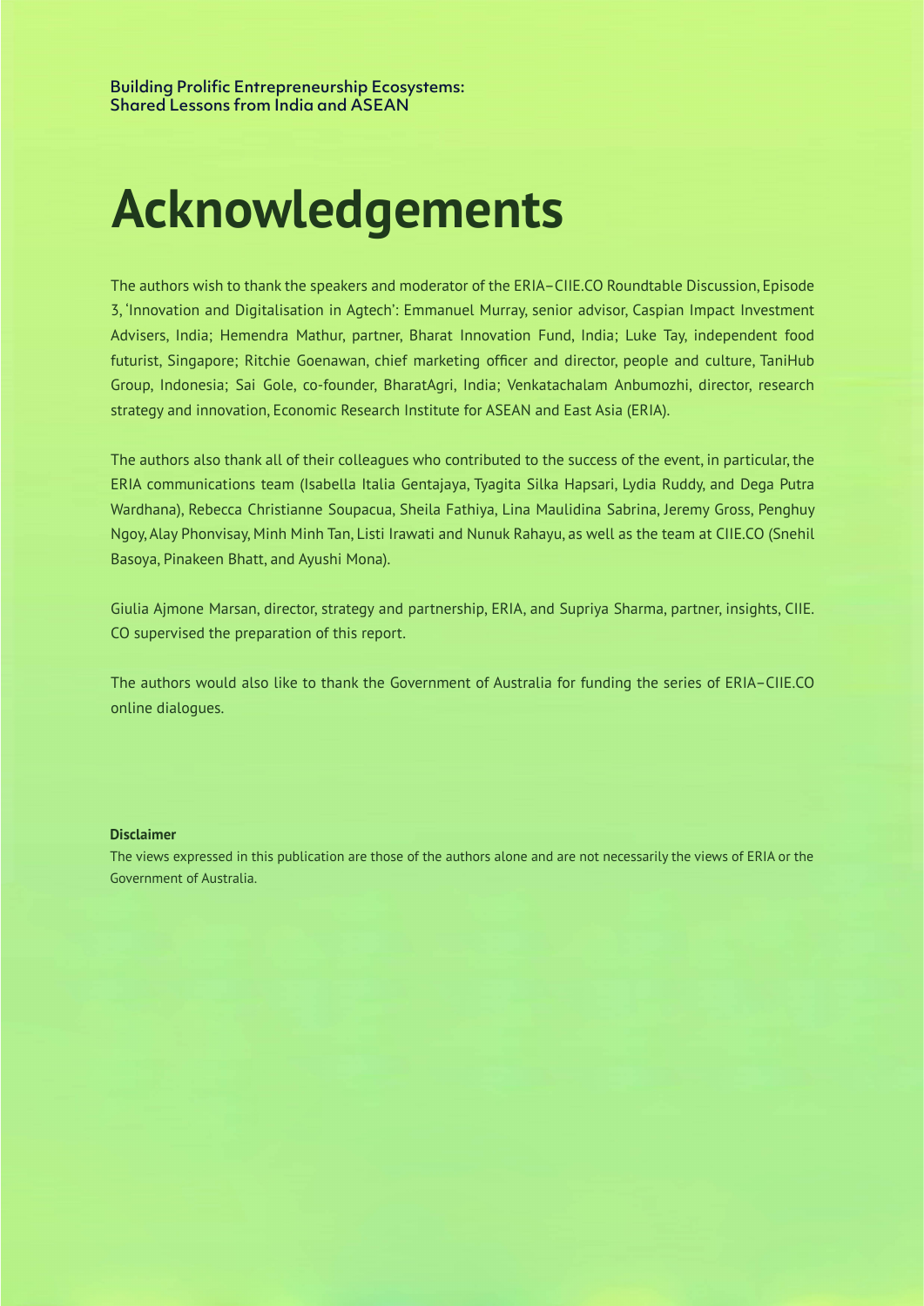# Acknowledgements

The authors wish to thank the speakers and moderator of the ERIA–CIIE.CO Roundtable Discussion, Episode 3, 'Innovation and Digitalisation in Agtech': Emmanuel Murray, senior advisor, Caspian Impact Investment Advisers, India; Hemendra Mathur, partner, Bharat Innovation Fund, India; Luke Tay, independent food futurist, Singapore; Ritchie Goenawan, chief marketing officer and director, people and culture, TaniHub Group, Indonesia; Sai Gole, co-founder, BharatAgri, India; Venkatachalam Anbumozhi, director, research strategy and innovation, Economic Research Institute for ASEAN and East Asia (ERIA).

The authors also thank all of their colleagues who contributed to the success of the event, in particular, the ERIA communications team (Isabella Italia Gentajaya, Tyagita Silka Hapsari, Lydia Ruddy, and Dega Putra Wardhana), Rebecca Christianne Soupacua, Sheila Fathiya, Lina Maulidina Sabrina, Jeremy Gross, Penghuy Ngoy, Alay Phonvisay, Minh Minh Tan, Listi Irawati and Nunuk Rahayu, as well as the team at CIIE.CO (Snehil Basoya, Pinakeen Bhatt, and Ayushi Mona).

Giulia Ajmone Marsan, director, strategy and partnership, ERIA, and Supriya Sharma, partner, insights, CIIE.CO supervised the preparation of this report.

The authors would also like to thank the Government of Australia for funding the series of ERIA–CIIE.CO online dialogues.

**Disclaimer**

The views expressed in this publication are those of the authors alone and are not necessarily the views of ERIA or the Government of Australia.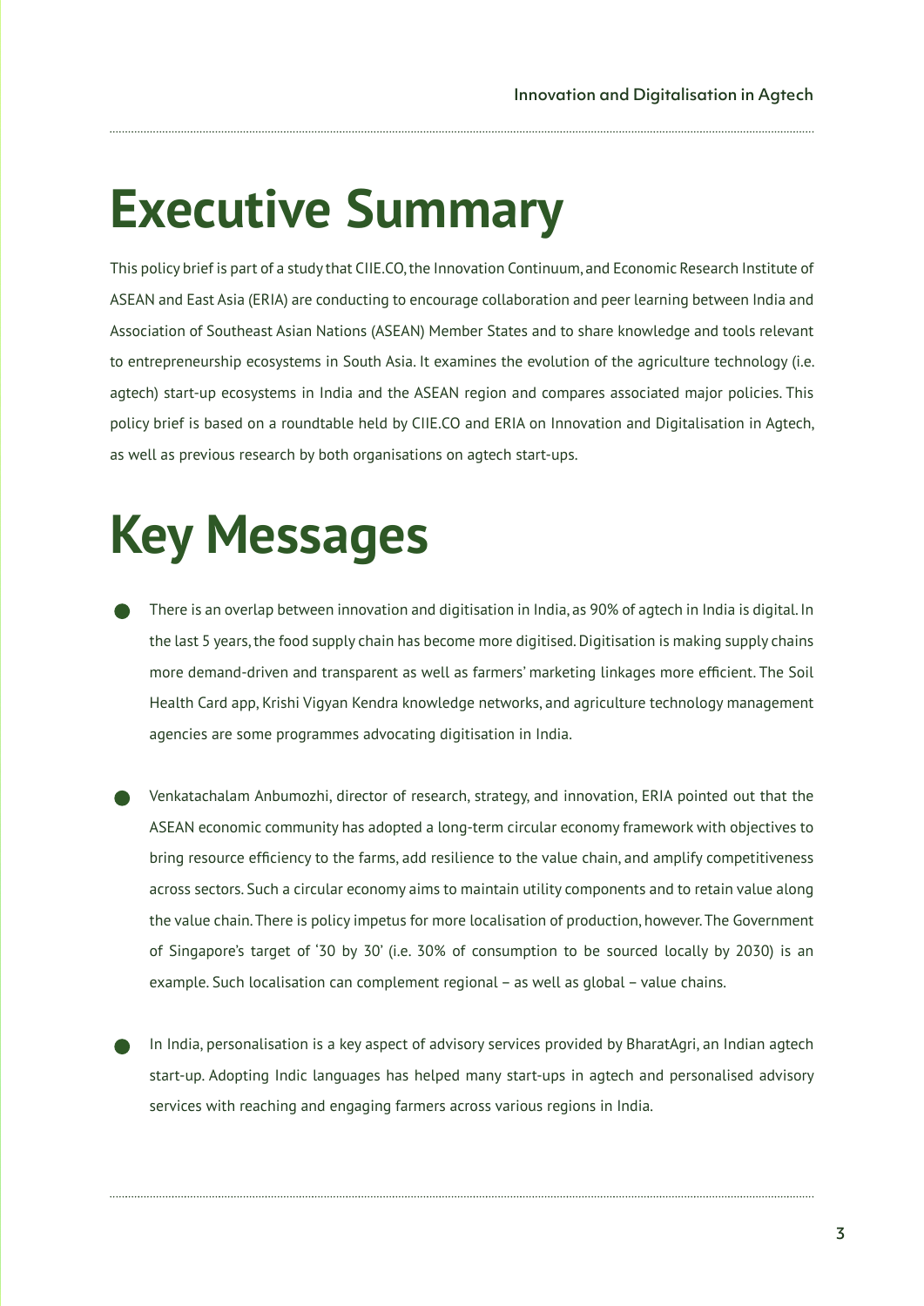# Executive Summary

This policy brief is part of a study that CIIE.CO, the Innovation Continuum, and Economic Research Institute of ASEAN and East Asia (ERIA) are conducting to encourage collaboration and peer learning between India and Association of Southeast Asian Nations (ASEAN) Member States and to share knowledge and tools relevant to entrepreneurship ecosystems in South Asia. It examines the evolution of the agriculture technology (i.e. agtech) start-up ecosystems in India and the ASEAN region and compares associated major policies. This policy brief is based on a roundtable held by CIIE.CO and ERIA on Innovation and Digitalisation in Agtech, as well as previous research by both organisations on agtech start-ups.

# Key Messages

- There is an overlap between innovation and digitisation in India, as 90% of agtech in India is digital. In the last 5 years, the food supply chain has become more digitised. Digitisation is making supply chains more demand-driven and transparent as well as farmers' marketing linkages more efficient. The Soil Health Card app, Krishi Vigyan Kendra knowledge networks, and agriculture technology management agencies are some programmes advocating digitisation in India.

- Venkatachalam Anbumozhi, director of research, strategy, and innovation, ERIA pointed out that the ASEAN economic community has adopted a long-term circular economy framework with objectives to bring resource efficiency to the farms, add resilience to the value chain, and amplify competitiveness across sectors. Such a circular economy aims to maintain utility components and to retain value along the value chain. There is policy impetus for more localisation of production, however. The Government of Singapore's target of '30 by 30' (i.e. 30% of consumption to be sourced locally by 2030) is an example. Such localisation can complement regional – as well as global – value chains.

- In India, personalisation is a key aspect of advisory services provided by BharatAgri, an Indian agtech start-up. Adopting Indic languages has helped many start-ups in agtech and personalised advisory services with reaching and engaging farmers across various regions in India.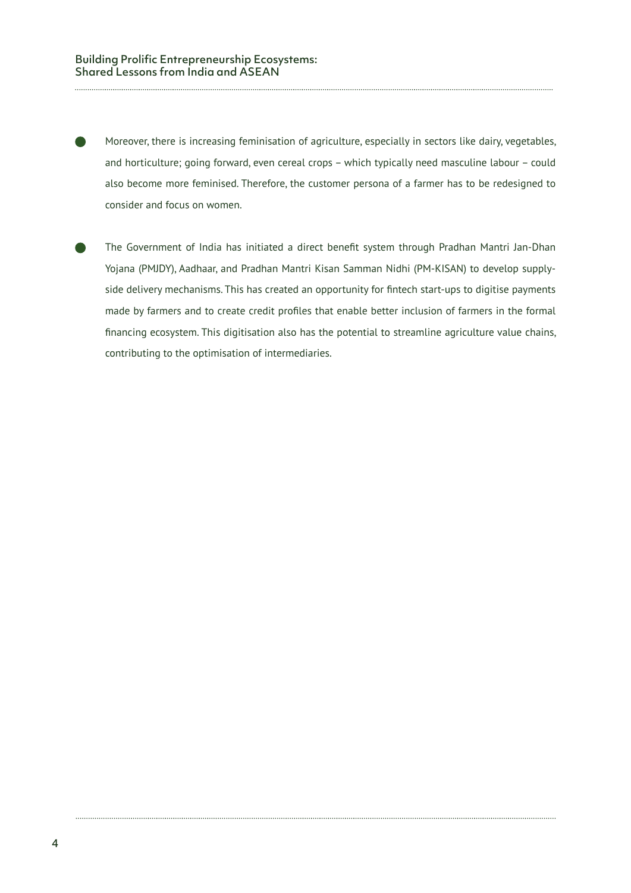- Moreover, there is increasing feminisation of agriculture, especially in sectors like dairy, vegetables, and horticulture; going forward, even cereal crops – which typically need masculine labour – could also become more feminised. Therefore, the customer persona of a farmer has to be redesigned to consider and focus on women.

- The Government of India has initiated a direct benefit system through Pradhan Mantri Jan-Dhan Yojana (PMJDY), Aadhaar, and Pradhan Mantri Kisan Samman Nidhi (PM-KISAN) to develop supply-side delivery mechanisms. This has created an opportunity for fintech start-ups to digitise payments made by farmers and to create credit profiles that enable better inclusion of farmers in the formal financing ecosystem. This digitisation also has the potential to streamline agriculture value chains, contributing to the optimisation of intermediaries.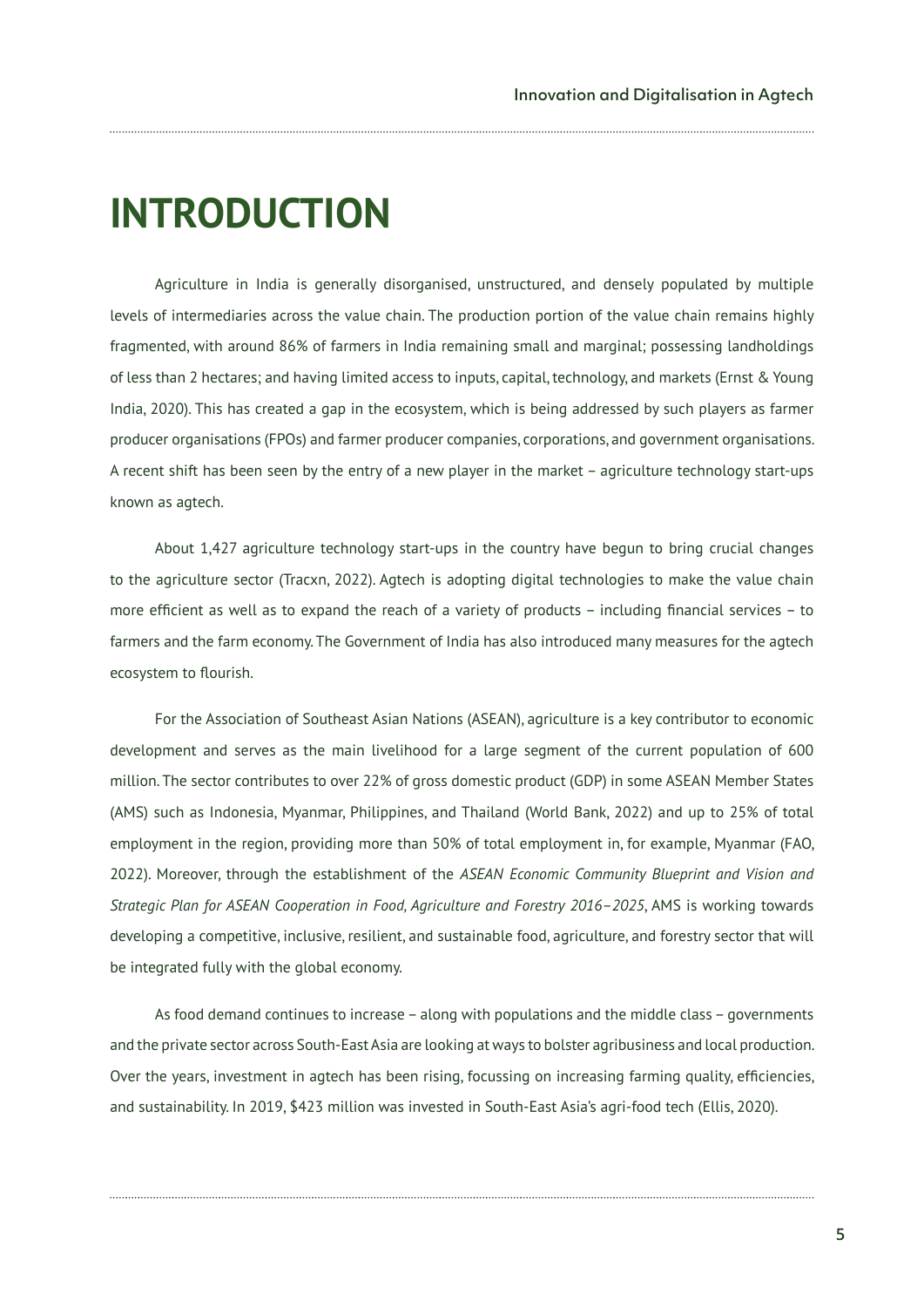# INTRODUCTION

Agriculture in India is generally disorganised, unstructured, and densely populated by multiple levels of intermediaries across the value chain. The production portion of the value chain remains highly fragmented, with around 86% of farmers in India remaining small and marginal; possessing landholdings of less than 2 hectares; and having limited access to inputs, capital, technology, and markets (Ernst & Young India, 2020). This has created a gap in the ecosystem, which is being addressed by such players as farmer producer organisations (FPOs) and farmer producer companies, corporations, and government organisations. A recent shift has been seen by the entry of a new player in the market – agriculture technology start-ups known as agtech.

About 1,427 agriculture technology start-ups in the country have begun to bring crucial changes to the agriculture sector (Tracxn, 2022). Agtech is adopting digital technologies to make the value chain more efficient as well as to expand the reach of a variety of products – including financial services – to farmers and the farm economy. The Government of India has also introduced many measures for the agtech ecosystem to flourish.

For the Association of Southeast Asian Nations (ASEAN), agriculture is a key contributor to economic development and serves as the main livelihood for a large segment of the current population of 600 million. The sector contributes to over 22% of gross domestic product (GDP) in some ASEAN Member States (AMS) such as Indonesia, Myanmar, Philippines, and Thailand (World Bank, 2022) and up to 25% of total employment in the region, providing more than 50% of total employment in, for example, Myanmar (FAO, 2022). Moreover, through the establishment of the *ASEAN Economic Community Blueprint and Vision and Strategic Plan for ASEAN Cooperation in Food, Agriculture and Forestry 2016–2025*, AMS is working towards developing a competitive, inclusive, resilient, and sustainable food, agriculture, and forestry sector that will be integrated fully with the global economy.

As food demand continues to increase – along with populations and the middle class – governments and the private sector across South-East Asia are looking at ways to bolster agribusiness and local production. Over the years, investment in agtech has been rising, focussing on increasing farming quality, efficiencies, and sustainability. In 2019, $423 million was invested in South-East Asia's agri-food tech (Ellis, 2020).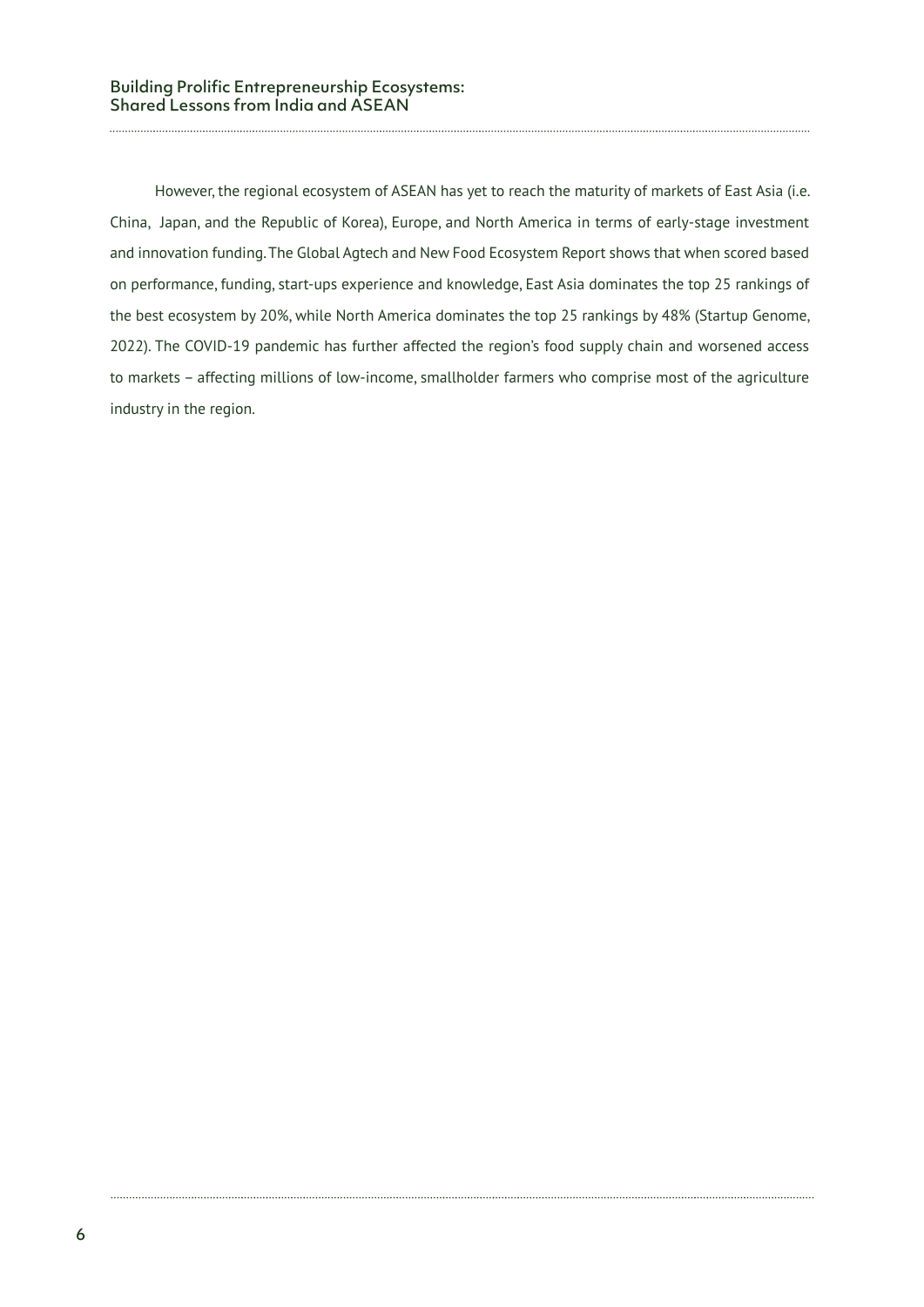However, the regional ecosystem of ASEAN has yet to reach the maturity of markets of East Asia (i.e. China, Japan, and the Republic of Korea), Europe, and North America in terms of early-stage investment and innovation funding. The Global Agtech and New Food Ecosystem Report shows that when scored based on performance, funding, start-ups experience and knowledge, East Asia dominates the top 25 rankings of the best ecosystem by 20%, while North America dominates the top 25 rankings by 48% (Startup Genome, 2022). The COVID-19 pandemic has further affected the region's food supply chain and worsened access to markets – affecting millions of low-income, smallholder farmers who comprise most of the agriculture industry in the region.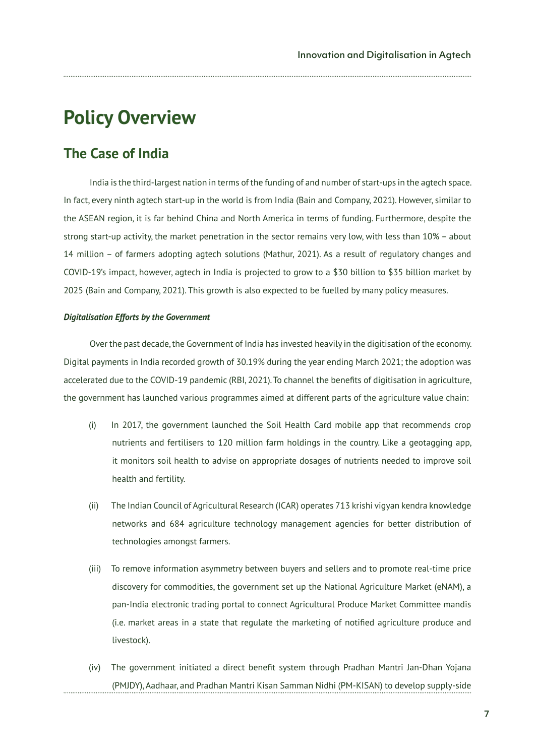# Policy Overview

## The Case of India

India is the third-largest nation in terms of the funding of and number of start-ups in the agtech space. In fact, every ninth agtech start-up in the world is from India (Bain and Company, 2021). However, similar to the ASEAN region, it is far behind China and North America in terms of funding. Furthermore, despite the strong start-up activity, the market penetration in the sector remains very low, with less than 10% – about 14 million – of farmers adopting agtech solutions (Mathur, 2021). As a result of regulatory changes and COVID-19's impact, however, agtech in India is projected to grow to a $30 billion to $35 billion market by 2025 (Bain and Company, 2021). This growth is also expected to be fuelled by many policy measures.

***Digitalisation Efforts by the Government***

Over the past decade, the Government of India has invested heavily in the digitisation of the economy. Digital payments in India recorded growth of 30.19% during the year ending March 2021; the adoption was accelerated due to the COVID-19 pandemic (RBI, 2021). To channel the benefits of digitisation in agriculture, the government has launched various programmes aimed at different parts of the agriculture value chain:

(i) In 2017, the government launched the Soil Health Card mobile app that recommends crop nutrients and fertilisers to 120 million farm holdings in the country. Like a geotagging app, it monitors soil health to advise on appropriate dosages of nutrients needed to improve soil health and fertility.

(ii) The Indian Council of Agricultural Research (ICAR) operates 713 krishi vigyan kendra knowledge networks and 684 agriculture technology management agencies for better distribution of technologies amongst farmers.

(iii) To remove information asymmetry between buyers and sellers and to promote real-time price discovery for commodities, the government set up the National Agriculture Market (eNAM), a pan-India electronic trading portal to connect Agricultural Produce Market Committee mandis (i.e. market areas in a state that regulate the marketing of notified agriculture produce and livestock).

(iv) The government initiated a direct benefit system through Pradhan Mantri Jan-Dhan Yojana (PMJDY), Aadhaar, and Pradhan Mantri Kisan Samman Nidhi (PM-KISAN) to develop supply-side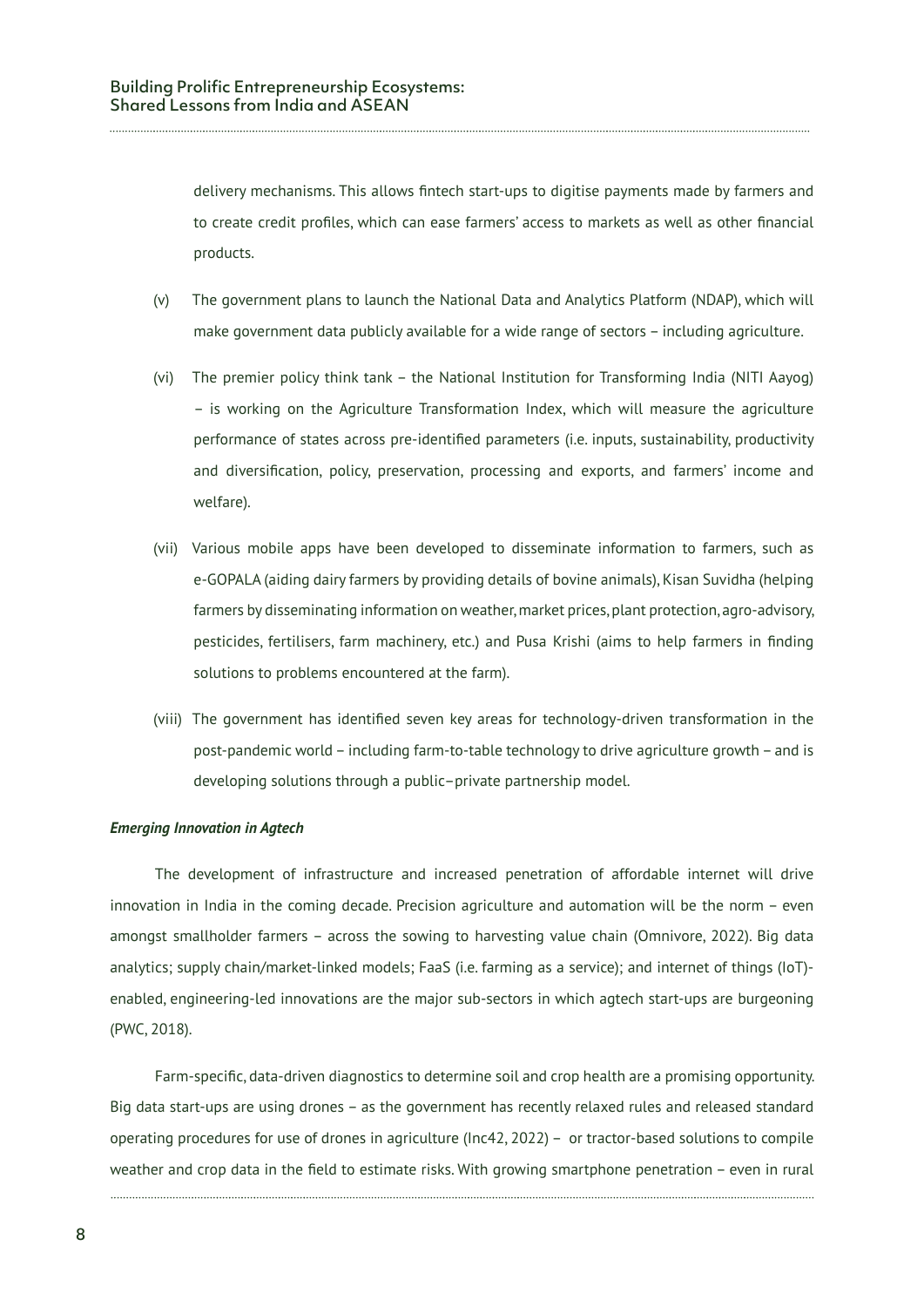delivery mechanisms. This allows fintech start-ups to digitise payments made by farmers and to create credit profiles, which can ease farmers' access to markets as well as other financial products.

(v) The government plans to launch the National Data and Analytics Platform (NDAP), which will make government data publicly available for a wide range of sectors – including agriculture.

(vi) The premier policy think tank – the National Institution for Transforming India (NITI Aayog) – is working on the Agriculture Transformation Index, which will measure the agriculture performance of states across pre-identified parameters (i.e. inputs, sustainability, productivity and diversification, policy, preservation, processing and exports, and farmers' income and welfare).

(vii) Various mobile apps have been developed to disseminate information to farmers, such as e-GOPALA (aiding dairy farmers by providing details of bovine animals), Kisan Suvidha (helping farmers by disseminating information on weather, market prices, plant protection, agro-advisory, pesticides, fertilisers, farm machinery, etc.) and Pusa Krishi (aims to help farmers in finding solutions to problems encountered at the farm).

(viii) The government has identified seven key areas for technology-driven transformation in the post-pandemic world – including farm-to-table technology to drive agriculture growth – and is developing solutions through a public–private partnership model.

***Emerging Innovation in Agtech***

The development of infrastructure and increased penetration of affordable internet will drive innovation in India in the coming decade. Precision agriculture and automation will be the norm – even amongst smallholder farmers – across the sowing to harvesting value chain (Omnivore, 2022). Big data analytics; supply chain/market-linked models; FaaS (i.e. farming as a service); and internet of things (IoT)-enabled, engineering-led innovations are the major sub-sectors in which agtech start-ups are burgeoning (PWC, 2018).

Farm-specific, data-driven diagnostics to determine soil and crop health are a promising opportunity. Big data start-ups are using drones – as the government has recently relaxed rules and released standard operating procedures for use of drones in agriculture (Inc42, 2022) – or tractor-based solutions to compile weather and crop data in the field to estimate risks. With growing smartphone penetration – even in rural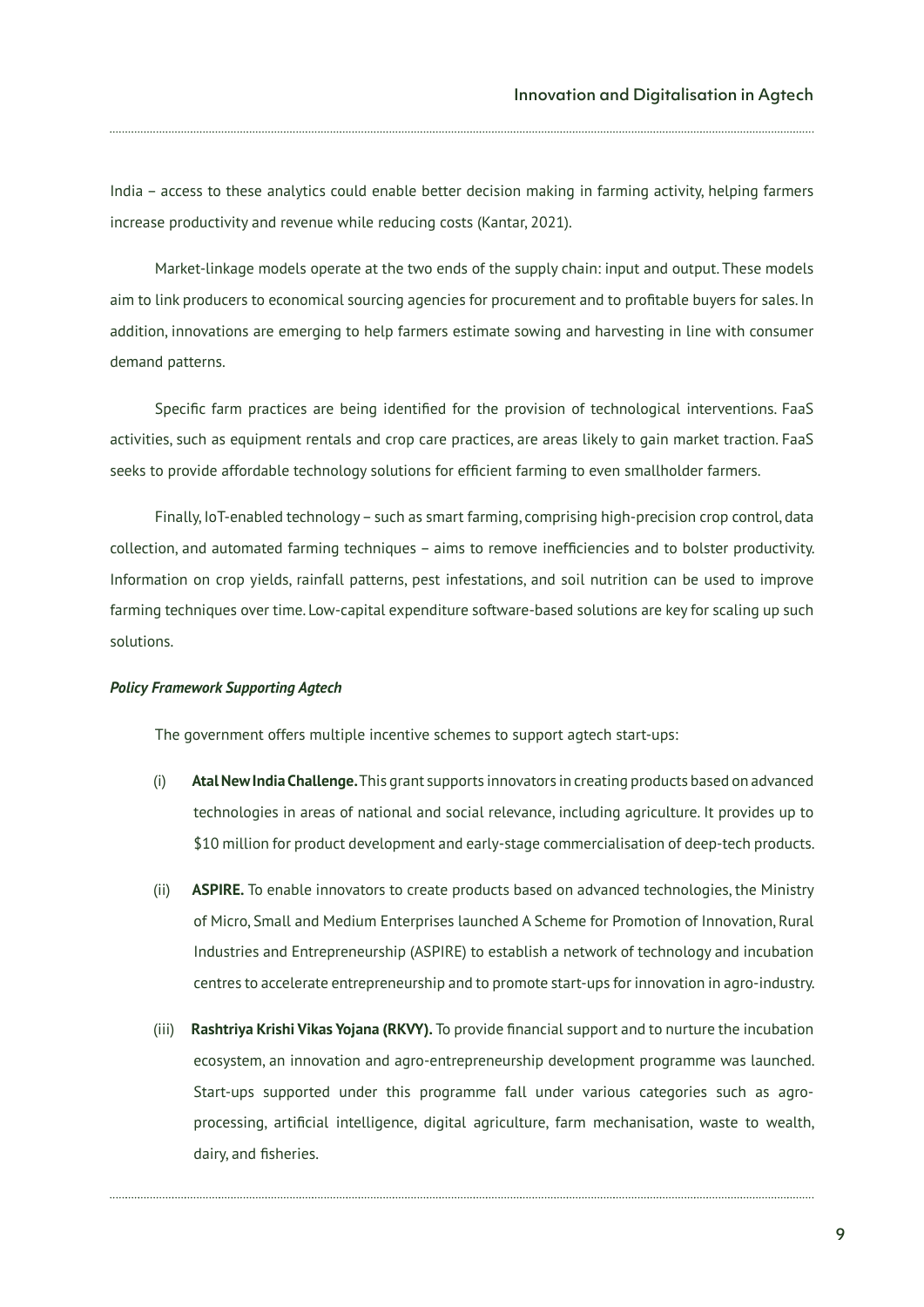India – access to these analytics could enable better decision making in farming activity, helping farmers increase productivity and revenue while reducing costs (Kantar, 2021).

Market-linkage models operate at the two ends of the supply chain: input and output. These models aim to link producers to economical sourcing agencies for procurement and to profitable buyers for sales. In addition, innovations are emerging to help farmers estimate sowing and harvesting in line with consumer demand patterns.

Specific farm practices are being identified for the provision of technological interventions. FaaS activities, such as equipment rentals and crop care practices, are areas likely to gain market traction. FaaS seeks to provide affordable technology solutions for efficient farming to even smallholder farmers.

Finally, IoT-enabled technology – such as smart farming, comprising high-precision crop control, data collection, and automated farming techniques – aims to remove inefficiencies and to bolster productivity. Information on crop yields, rainfall patterns, pest infestations, and soil nutrition can be used to improve farming techniques over time. Low-capital expenditure software-based solutions are key for scaling up such solutions.

***Policy Framework Supporting Agtech***

The government offers multiple incentive schemes to support agtech start-ups:

(i) **Atal New India Challenge.** This grant supports innovators in creating products based on advanced technologies in areas of national and social relevance, including agriculture. It provides up to $10 million for product development and early-stage commercialisation of deep-tech products.

(ii) **ASPIRE.** To enable innovators to create products based on advanced technologies, the Ministry of Micro, Small and Medium Enterprises launched A Scheme for Promotion of Innovation, Rural Industries and Entrepreneurship (ASPIRE) to establish a network of technology and incubation centres to accelerate entrepreneurship and to promote start-ups for innovation in agro-industry.

(iii) **Rashtriya Krishi Vikas Yojana (RKVY).** To provide financial support and to nurture the incubation ecosystem, an innovation and agro-entrepreneurship development programme was launched. Start-ups supported under this programme fall under various categories such as agro-processing, artificial intelligence, digital agriculture, farm mechanisation, waste to wealth, dairy, and fisheries.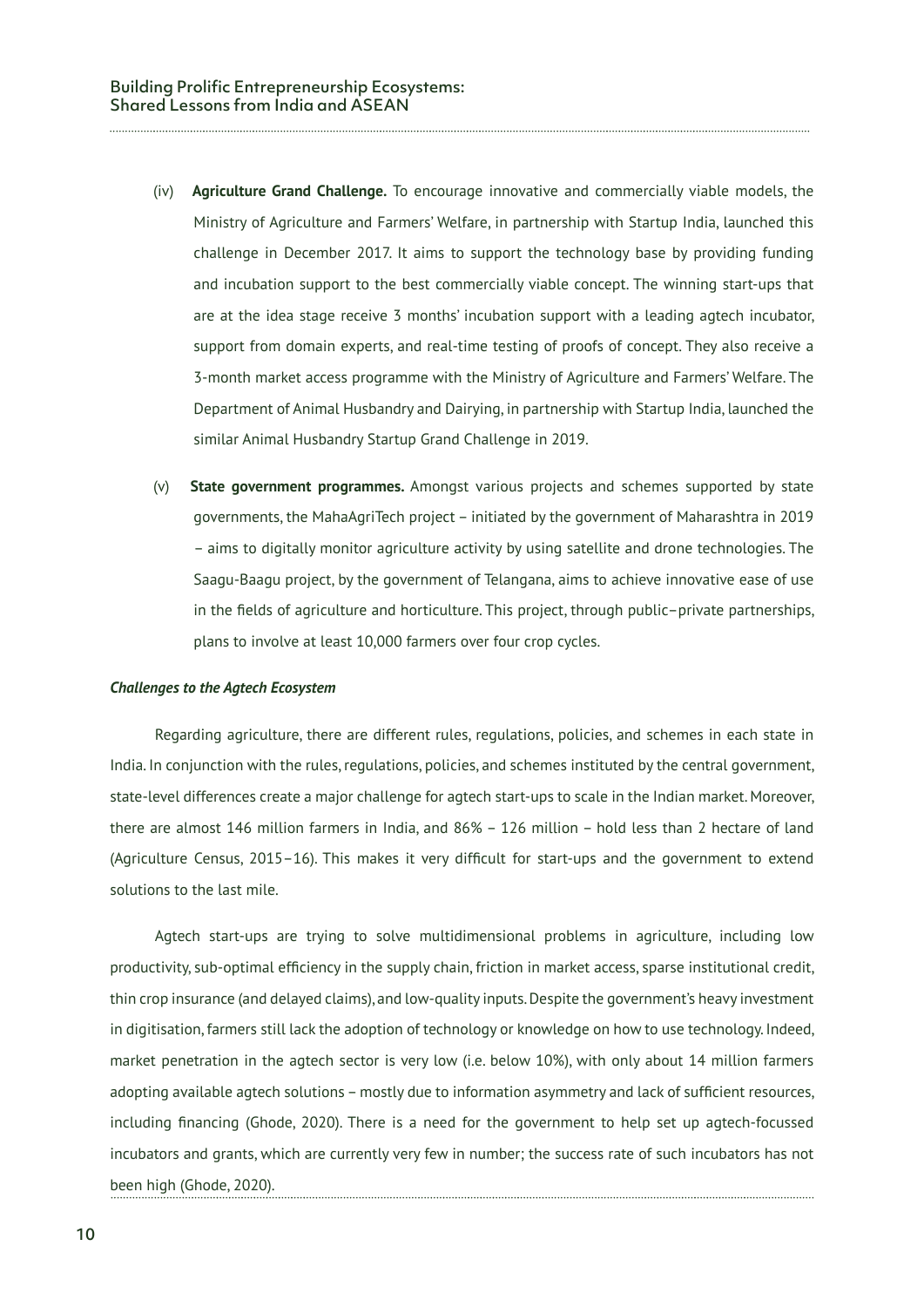(iv) **Agriculture Grand Challenge.** To encourage innovative and commercially viable models, the Ministry of Agriculture and Farmers' Welfare, in partnership with Startup India, launched this challenge in December 2017. It aims to support the technology base by providing funding and incubation support to the best commercially viable concept. The winning start-ups that are at the idea stage receive 3 months' incubation support with a leading agtech incubator, support from domain experts, and real-time testing of proofs of concept. They also receive a 3-month market access programme with the Ministry of Agriculture and Farmers' Welfare. The Department of Animal Husbandry and Dairying, in partnership with Startup India, launched the similar Animal Husbandry Startup Grand Challenge in 2019.

(v) **State government programmes.** Amongst various projects and schemes supported by state governments, the MahaAgriTech project – initiated by the government of Maharashtra in 2019 – aims to digitally monitor agriculture activity by using satellite and drone technologies. The Saagu-Baagu project, by the government of Telangana, aims to achieve innovative ease of use in the fields of agriculture and horticulture. This project, through public–private partnerships, plans to involve at least 10,000 farmers over four crop cycles.

***Challenges to the Agtech Ecosystem***

Regarding agriculture, there are different rules, regulations, policies, and schemes in each state in India. In conjunction with the rules, regulations, policies, and schemes instituted by the central government, state-level differences create a major challenge for agtech start-ups to scale in the Indian market. Moreover, there are almost 146 million farmers in India, and 86% – 126 million – hold less than 2 hectare of land (Agriculture Census, 2015–16). This makes it very difficult for start-ups and the government to extend solutions to the last mile.

Agtech start-ups are trying to solve multidimensional problems in agriculture, including low productivity, sub-optimal efficiency in the supply chain, friction in market access, sparse institutional credit, thin crop insurance (and delayed claims), and low-quality inputs. Despite the government's heavy investment in digitisation, farmers still lack the adoption of technology or knowledge on how to use technology. Indeed, market penetration in the agtech sector is very low (i.e. below 10%), with only about 14 million farmers adopting available agtech solutions – mostly due to information asymmetry and lack of sufficient resources, including financing (Ghode, 2020). There is a need for the government to help set up agtech-focussed incubators and grants, which are currently very few in number; the success rate of such incubators has not been high (Ghode, 2020).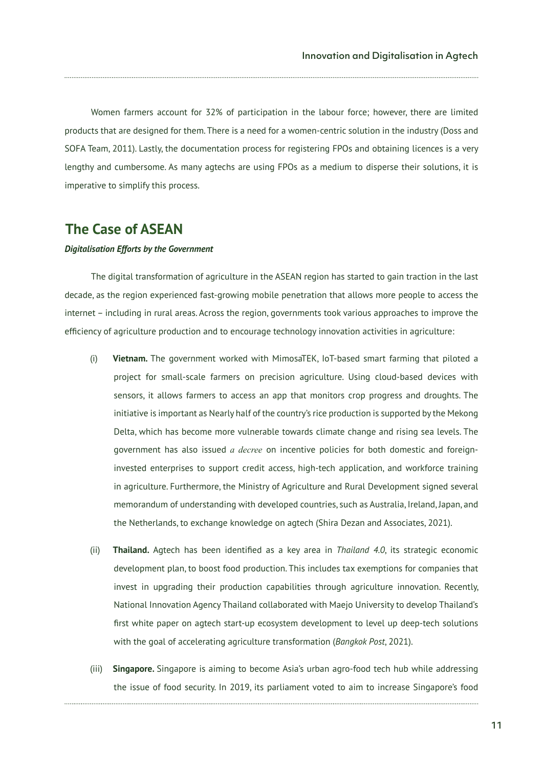Women farmers account for 32% of participation in the labour force; however, there are limited products that are designed for them. There is a need for a women-centric solution in the industry (Doss and SOFA Team, 2011). Lastly, the documentation process for registering FPOs and obtaining licences is a very lengthy and cumbersome. As many agtechs are using FPOs as a medium to disperse their solutions, it is imperative to simplify this process.

## The Case of ASEAN

***Digitalisation Efforts by the Government***

The digital transformation of agriculture in the ASEAN region has started to gain traction in the last decade, as the region experienced fast-growing mobile penetration that allows more people to access the internet – including in rural areas. Across the region, governments took various approaches to improve the efficiency of agriculture production and to encourage technology innovation activities in agriculture:

(i) **Vietnam.** The government worked with MimosaTEK, IoT-based smart farming that piloted a project for small-scale farmers on precision agriculture. Using cloud-based devices with sensors, it allows farmers to access an app that monitors crop progress and droughts. The initiative is important as Nearly half of the country's rice production is supported by the Mekong Delta, which has become more vulnerable towards climate change and rising sea levels. The government has also issued *a decree* on incentive policies for both domestic and foreign-invested enterprises to support credit access, high-tech application, and workforce training in agriculture. Furthermore, the Ministry of Agriculture and Rural Development signed several memorandum of understanding with developed countries, such as Australia, Ireland, Japan, and the Netherlands, to exchange knowledge on agtech (Shira Dezan and Associates, 2021).

(ii) **Thailand.** Agtech has been identified as a key area in *Thailand 4.0*, its strategic economic development plan, to boost food production. This includes tax exemptions for companies that invest in upgrading their production capabilities through agriculture innovation. Recently, National Innovation Agency Thailand collaborated with Maejo University to develop Thailand's first white paper on agtech start-up ecosystem development to level up deep-tech solutions with the goal of accelerating agriculture transformation (*Bangkok Post*, 2021).

(iii) **Singapore.** Singapore is aiming to become Asia's urban agro-food tech hub while addressing the issue of food security. In 2019, its parliament voted to aim to increase Singapore's food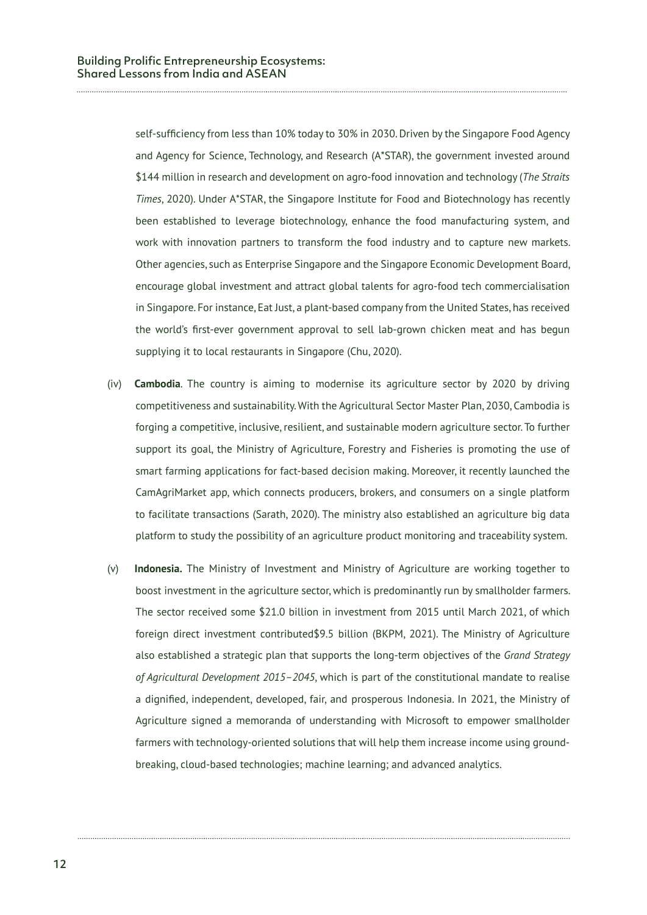self-sufficiency from less than 10% today to 30% in 2030. Driven by the Singapore Food Agency and Agency for Science, Technology, and Research (A*STAR), the government invested around $144 million in research and development on agro-food innovation and technology (*The Straits Times*, 2020). Under A*STAR, the Singapore Institute for Food and Biotechnology has recently been established to leverage biotechnology, enhance the food manufacturing system, and work with innovation partners to transform the food industry and to capture new markets. Other agencies, such as Enterprise Singapore and the Singapore Economic Development Board, encourage global investment and attract global talents for agro-food tech commercialisation in Singapore. For instance, Eat Just, a plant-based company from the United States, has received the world's first-ever government approval to sell lab-grown chicken meat and has begun supplying it to local restaurants in Singapore (Chu, 2020).

(iv) **Cambodia**. The country is aiming to modernise its agriculture sector by 2020 by driving competitiveness and sustainability. With the Agricultural Sector Master Plan, 2030, Cambodia is forging a competitive, inclusive, resilient, and sustainable modern agriculture sector. To further support its goal, the Ministry of Agriculture, Forestry and Fisheries is promoting the use of smart farming applications for fact-based decision making. Moreover, it recently launched the CamAgriMarket app, which connects producers, brokers, and consumers on a single platform to facilitate transactions (Sarath, 2020). The ministry also established an agriculture big data platform to study the possibility of an agriculture product monitoring and traceability system.

(v) **Indonesia.** The Ministry of Investment and Ministry of Agriculture are working together to boost investment in the agriculture sector, which is predominantly run by smallholder farmers. The sector received some $21.0 billion in investment from 2015 until March 2021, of which foreign direct investment contributed$9.5 billion (BKPM, 2021). The Ministry of Agriculture also established a strategic plan that supports the long-term objectives of the *Grand Strategy of Agricultural Development 2015–2045*, which is part of the constitutional mandate to realise a dignified, independent, developed, fair, and prosperous Indonesia. In 2021, the Ministry of Agriculture signed a memoranda of understanding with Microsoft to empower smallholder farmers with technology-oriented solutions that will help them increase income using ground-breaking, cloud-based technologies; machine learning; and advanced analytics.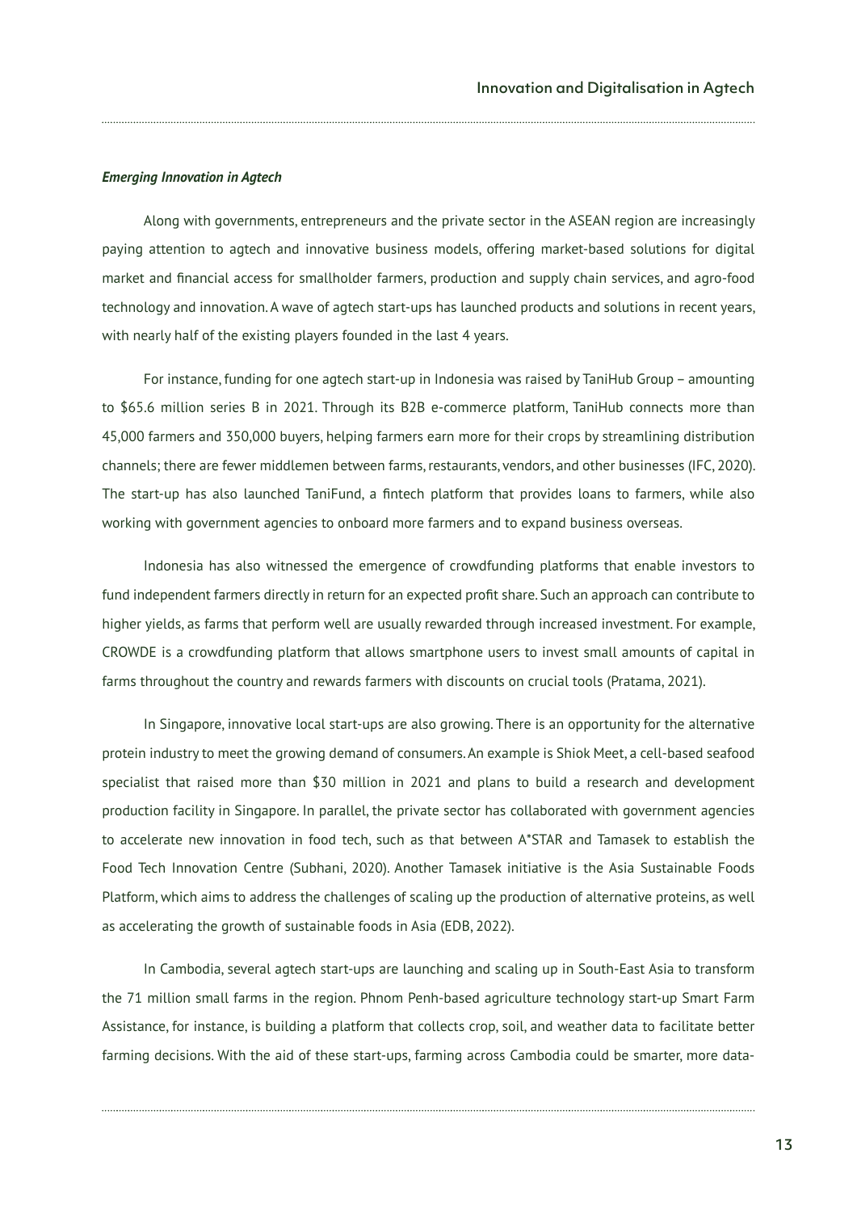*Emerging Innovation in Agtech*

Along with governments, entrepreneurs and the private sector in the ASEAN region are increasingly paying attention to agtech and innovative business models, offering market-based solutions for digital market and financial access for smallholder farmers, production and supply chain services, and agro-food technology and innovation. A wave of agtech start-ups has launched products and solutions in recent years, with nearly half of the existing players founded in the last 4 years.

For instance, funding for one agtech start-up in Indonesia was raised by TaniHub Group – amounting to $65.6 million series B in 2021. Through its B2B e-commerce platform, TaniHub connects more than 45,000 farmers and 350,000 buyers, helping farmers earn more for their crops by streamlining distribution channels; there are fewer middlemen between farms, restaurants, vendors, and other businesses (IFC, 2020). The start-up has also launched TaniFund, a fintech platform that provides loans to farmers, while also working with government agencies to onboard more farmers and to expand business overseas.

Indonesia has also witnessed the emergence of crowdfunding platforms that enable investors to fund independent farmers directly in return for an expected profit share. Such an approach can contribute to higher yields, as farms that perform well are usually rewarded through increased investment. For example, CROWDE is a crowdfunding platform that allows smartphone users to invest small amounts of capital in farms throughout the country and rewards farmers with discounts on crucial tools (Pratama, 2021).

In Singapore, innovative local start-ups are also growing. There is an opportunity for the alternative protein industry to meet the growing demand of consumers. An example is Shiok Meet, a cell-based seafood specialist that raised more than $30 million in 2021 and plans to build a research and development production facility in Singapore. In parallel, the private sector has collaborated with government agencies to accelerate new innovation in food tech, such as that between A*STAR and Tamasek to establish the Food Tech Innovation Centre (Subhani, 2020). Another Tamasek initiative is the Asia Sustainable Foods Platform, which aims to address the challenges of scaling up the production of alternative proteins, as well as accelerating the growth of sustainable foods in Asia (EDB, 2022).

In Cambodia, several agtech start-ups are launching and scaling up in South-East Asia to transform the 71 million small farms in the region. Phnom Penh-based agriculture technology start-up Smart Farm Assistance, for instance, is building a platform that collects crop, soil, and weather data to facilitate better farming decisions. With the aid of these start-ups, farming across Cambodia could be smarter, more data-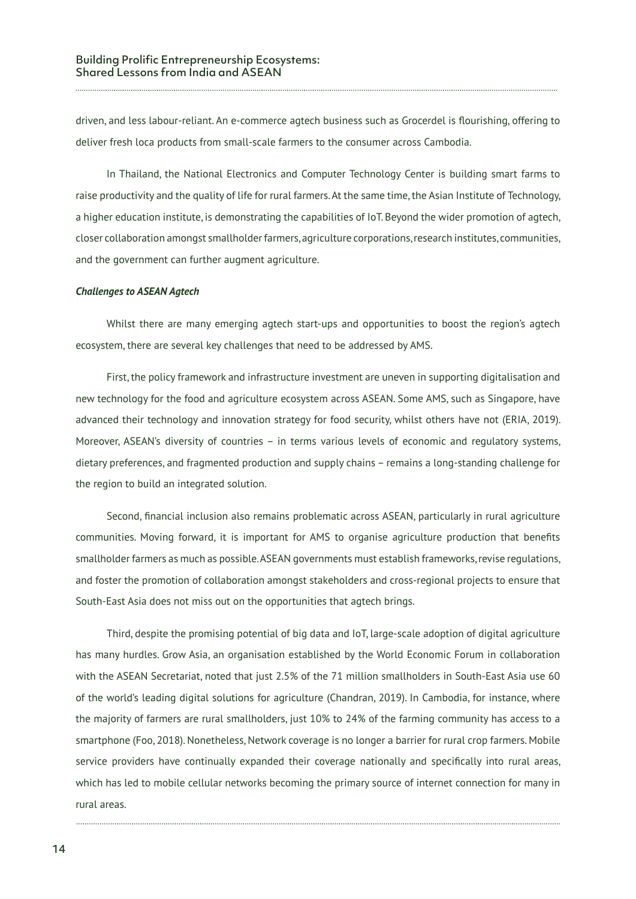driven, and less labour-reliant. An e-commerce agtech business such as Grocerdel is flourishing, offering to deliver fresh loca products from small-scale farmers to the consumer across Cambodia.

In Thailand, the National Electronics and Computer Technology Center is building smart farms to raise productivity and the quality of life for rural farmers. At the same time, the Asian Institute of Technology, a higher education institute, is demonstrating the capabilities of IoT. Beyond the wider promotion of agtech, closer collaboration amongst smallholder farmers, agriculture corporations, research institutes, communities, and the government can further augment agriculture.

***Challenges to ASEAN Agtech***

Whilst there are many emerging agtech start-ups and opportunities to boost the region's agtech ecosystem, there are several key challenges that need to be addressed by AMS.

First, the policy framework and infrastructure investment are uneven in supporting digitalisation and new technology for the food and agriculture ecosystem across ASEAN. Some AMS, such as Singapore, have advanced their technology and innovation strategy for food security, whilst others have not (ERIA, 2019). Moreover, ASEAN's diversity of countries – in terms various levels of economic and regulatory systems, dietary preferences, and fragmented production and supply chains – remains a long-standing challenge for the region to build an integrated solution.

Second, financial inclusion also remains problematic across ASEAN, particularly in rural agriculture communities. Moving forward, it is important for AMS to organise agriculture production that benefits smallholder farmers as much as possible. ASEAN governments must establish frameworks, revise regulations, and foster the promotion of collaboration amongst stakeholders and cross-regional projects to ensure that South-East Asia does not miss out on the opportunities that agtech brings.

Third, despite the promising potential of big data and IoT, large-scale adoption of digital agriculture has many hurdles. Grow Asia, an organisation established by the World Economic Forum in collaboration with the ASEAN Secretariat, noted that just 2.5% of the 71 million smallholders in South-East Asia use 60 of the world's leading digital solutions for agriculture (Chandran, 2019). In Cambodia, for instance, where the majority of farmers are rural smallholders, just 10% to 24% of the farming community has access to a smartphone (Foo, 2018). Nonetheless, Network coverage is no longer a barrier for rural crop farmers. Mobile service providers have continually expanded their coverage nationally and specifically into rural areas, which has led to mobile cellular networks becoming the primary source of internet connection for many in rural areas.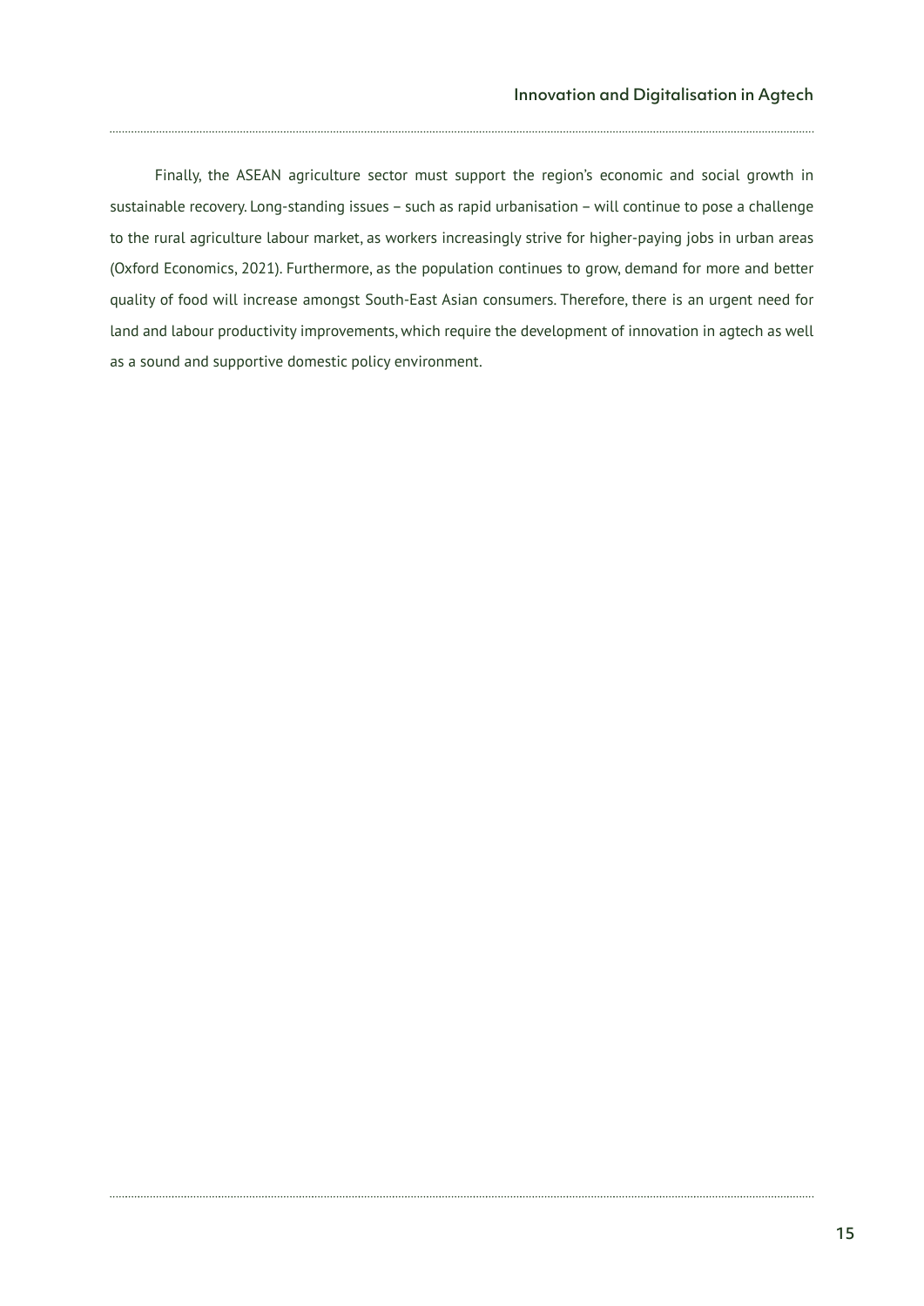Finally, the ASEAN agriculture sector must support the region's economic and social growth in sustainable recovery. Long-standing issues – such as rapid urbanisation – will continue to pose a challenge to the rural agriculture labour market, as workers increasingly strive for higher-paying jobs in urban areas (Oxford Economics, 2021). Furthermore, as the population continues to grow, demand for more and better quality of food will increase amongst South-East Asian consumers. Therefore, there is an urgent need for land and labour productivity improvements, which require the development of innovation in agtech as well as a sound and supportive domestic policy environment.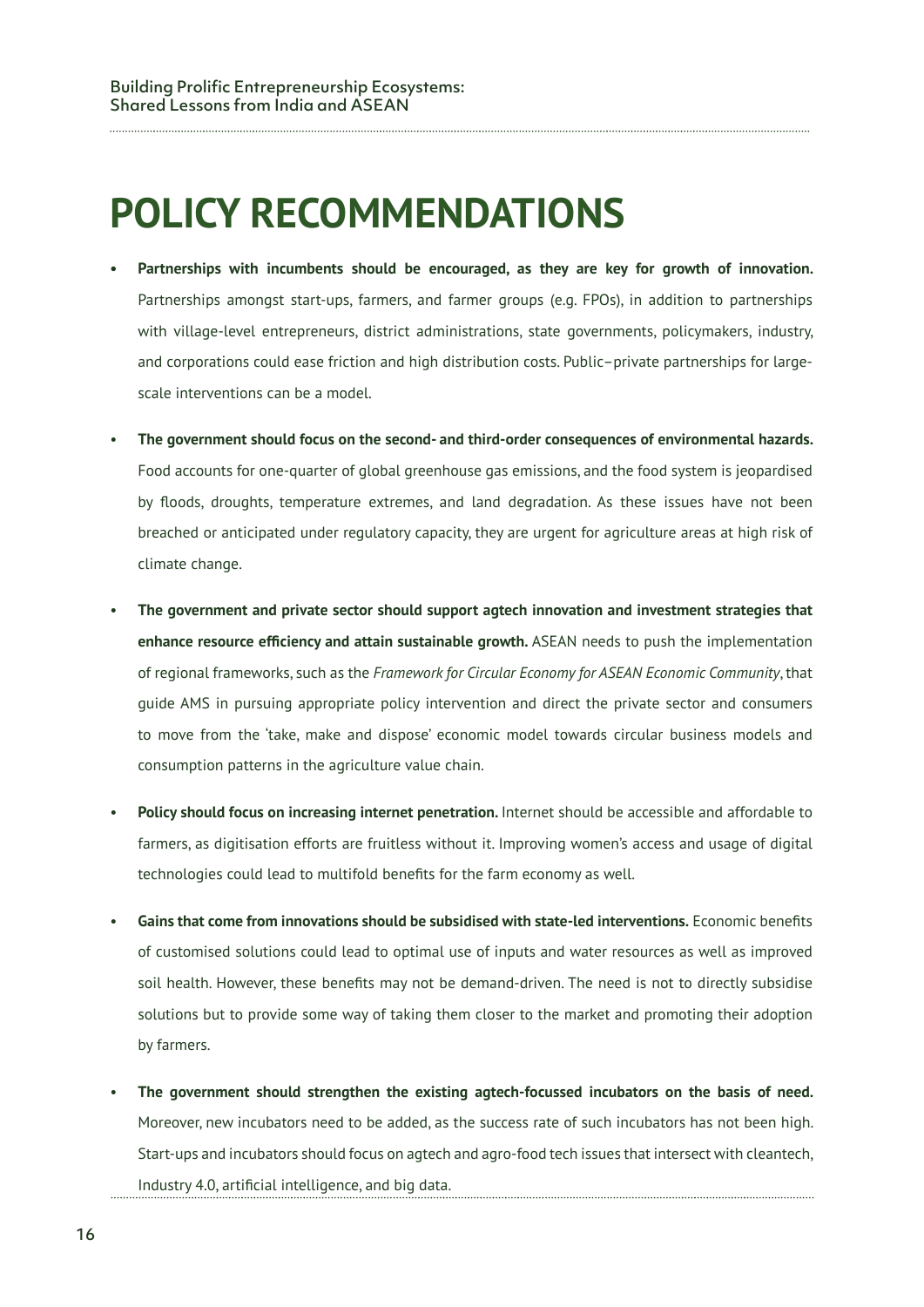# POLICY RECOMMENDATIONS

- **Partnerships with incumbents should be encouraged, as they are key for growth of innovation.** Partnerships amongst start-ups, farmers, and farmer groups (e.g. FPOs), in addition to partnerships with village-level entrepreneurs, district administrations, state governments, policymakers, industry, and corporations could ease friction and high distribution costs. Public–private partnerships for large-scale interventions can be a model.

- **The government should focus on the second- and third-order consequences of environmental hazards.** Food accounts for one-quarter of global greenhouse gas emissions, and the food system is jeopardised by floods, droughts, temperature extremes, and land degradation. As these issues have not been breached or anticipated under regulatory capacity, they are urgent for agriculture areas at high risk of climate change.

- **The government and private sector should support agtech innovation and investment strategies that enhance resource efficiency and attain sustainable growth.** ASEAN needs to push the implementation of regional frameworks, such as the *Framework for Circular Economy for ASEAN Economic Community*, that guide AMS in pursuing appropriate policy intervention and direct the private sector and consumers to move from the 'take, make and dispose' economic model towards circular business models and consumption patterns in the agriculture value chain.

- **Policy should focus on increasing internet penetration.** Internet should be accessible and affordable to farmers, as digitisation efforts are fruitless without it. Improving women's access and usage of digital technologies could lead to multifold benefits for the farm economy as well.

- **Gains that come from innovations should be subsidised with state-led interventions.** Economic benefits of customised solutions could lead to optimal use of inputs and water resources as well as improved soil health. However, these benefits may not be demand-driven. The need is not to directly subsidise solutions but to provide some way of taking them closer to the market and promoting their adoption by farmers.

- **The government should strengthen the existing agtech-focussed incubators on the basis of need.** Moreover, new incubators need to be added, as the success rate of such incubators has not been high. Start-ups and incubators should focus on agtech and agro-food tech issues that intersect with cleantech, Industry 4.0, artificial intelligence, and big data.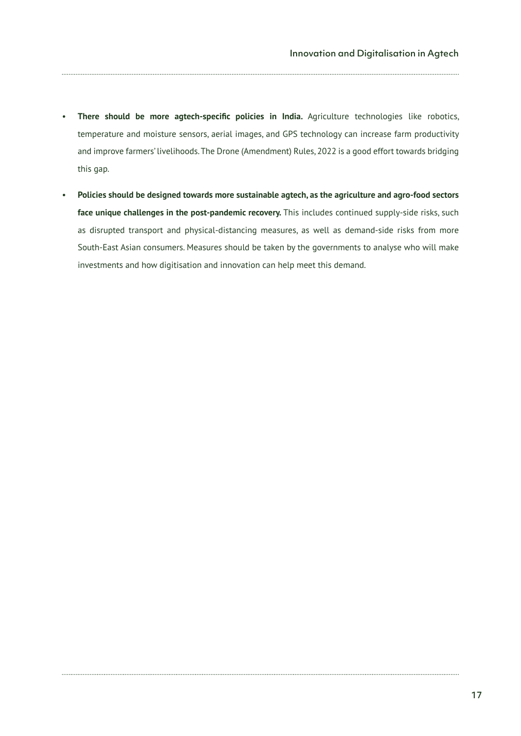- **There should be more agtech-specific policies in India.** Agriculture technologies like robotics, temperature and moisture sensors, aerial images, and GPS technology can increase farm productivity and improve farmers' livelihoods. The Drone (Amendment) Rules, 2022 is a good effort towards bridging this gap.

- **Policies should be designed towards more sustainable agtech, as the agriculture and agro-food sectors face unique challenges in the post-pandemic recovery.** This includes continued supply-side risks, such as disrupted transport and physical-distancing measures, as well as demand-side risks from more South-East Asian consumers. Measures should be taken by the governments to analyse who will make investments and how digitisation and innovation can help meet this demand.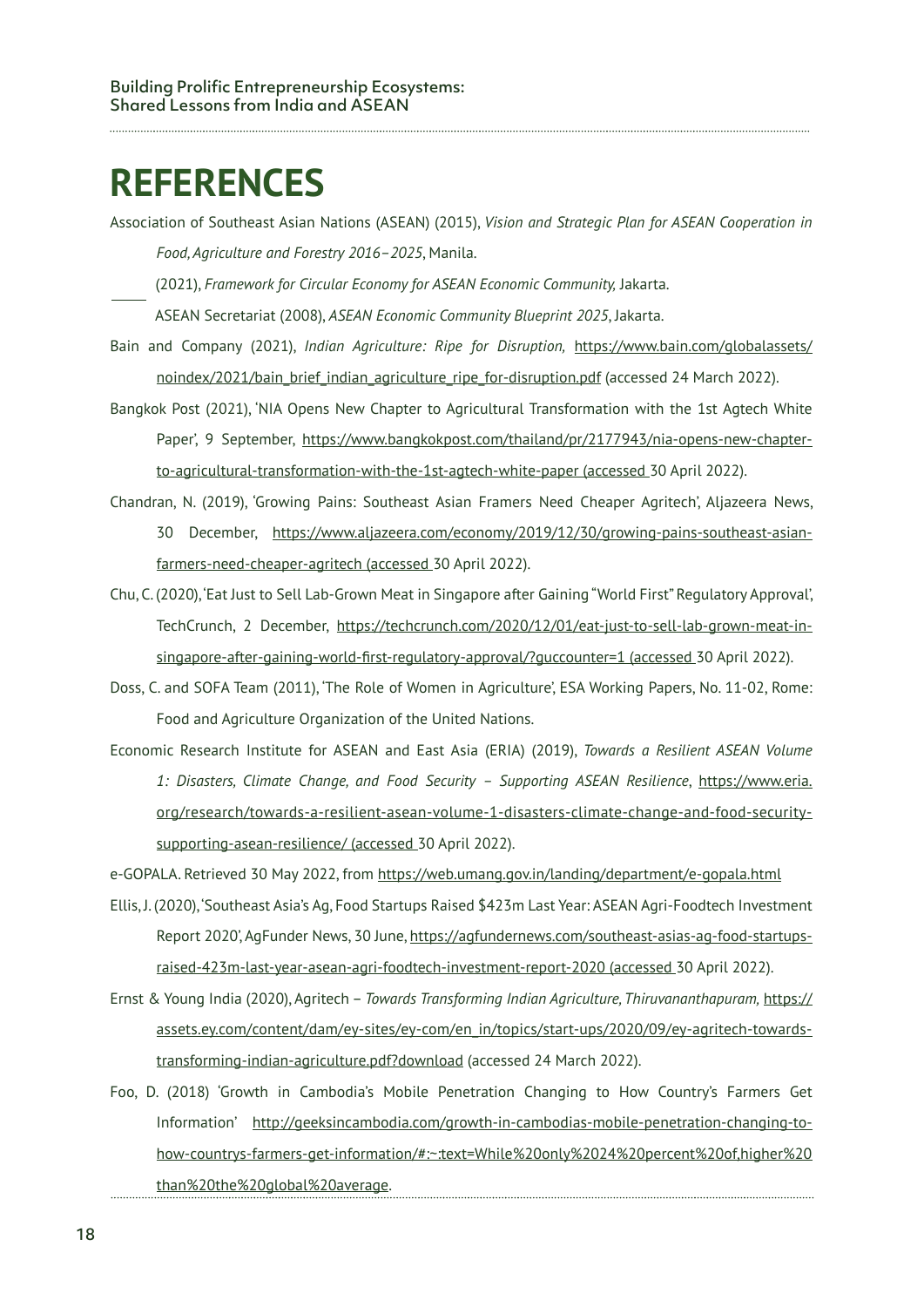# REFERENCES

Association of Southeast Asian Nations (ASEAN) (2015), *Vision and Strategic Plan for ASEAN Cooperation in Food, Agriculture and Forestry 2016–2025*, Manila.

______ (2021), *Framework for Circular Economy for ASEAN Economic Community,* Jakarta.

ASEAN Secretariat (2008), *ASEAN Economic Community Blueprint 2025*, Jakarta.

Bain and Company (2021), *Indian Agriculture: Ripe for Disruption,* https://www.bain.com/globalassets/noindex/2021/bain_brief_indian_agriculture_ripe_for-disruption.pdf (accessed 24 March 2022).

Bangkok Post (2021), 'NIA Opens New Chapter to Agricultural Transformation with the 1st Agtech White Paper', 9 September, https://www.bangkokpost.com/thailand/pr/2177943/nia-opens-new-chapter-to-agricultural-transformation-with-the-1st-agtech-white-paper (accessed 30 April 2022).

Chandran, N. (2019), 'Growing Pains: Southeast Asian Framers Need Cheaper Agritech', Aljazeera News, 30 December, https://www.aljazeera.com/economy/2019/12/30/growing-pains-southeast-asian-farmers-need-cheaper-agritech (accessed 30 April 2022).

Chu, C. (2020), 'Eat Just to Sell Lab-Grown Meat in Singapore after Gaining "World First" Regulatory Approval', TechCrunch, 2 December, https://techcrunch.com/2020/12/01/eat-just-to-sell-lab-grown-meat-in-singapore-after-gaining-world-first-regulatory-approval/?guccounter=1 (accessed 30 April 2022).

Doss, C. and SOFA Team (2011), 'The Role of Women in Agriculture', ESA Working Papers, No. 11-02, Rome: Food and Agriculture Organization of the United Nations.

Economic Research Institute for ASEAN and East Asia (ERIA) (2019), *Towards a Resilient ASEAN Volume 1: Disasters, Climate Change, and Food Security – Supporting ASEAN Resilience*, https://www.eria.org/research/towards-a-resilient-asean-volume-1-disasters-climate-change-and-food-security-supporting-asean-resilience/ (accessed 30 April 2022).

e-GOPALA. Retrieved 30 May 2022, from https://web.umang.gov.in/landing/department/e-gopala.html

Ellis, J. (2020), 'Southeast Asia's Ag, Food Startups Raised $423m Last Year: ASEAN Agri-Foodtech Investment Report 2020', AgFunder News, 30 June, https://agfundernews.com/southeast-asias-ag-food-startups-raised-423m-last-year-asean-agri-foodtech-investment-report-2020 (accessed 30 April 2022).

Ernst & Young India (2020), Agritech – *Towards Transforming Indian Agriculture, Thiruvananthapuram,* https://assets.ey.com/content/dam/ey-sites/ey-com/en_in/topics/start-ups/2020/09/ey-agritech-towards-transforming-indian-agriculture.pdf?download (accessed 24 March 2022).

Foo, D. (2018) 'Growth in Cambodia's Mobile Penetration Changing to How Country's Farmers Get Information' http://geeksincambodia.com/growth-in-cambodias-mobile-penetration-changing-to-how-countrys-farmers-get-information/#:~:text=While%20only%2024%20percent%20of,higher%20than%20the%20global%20average.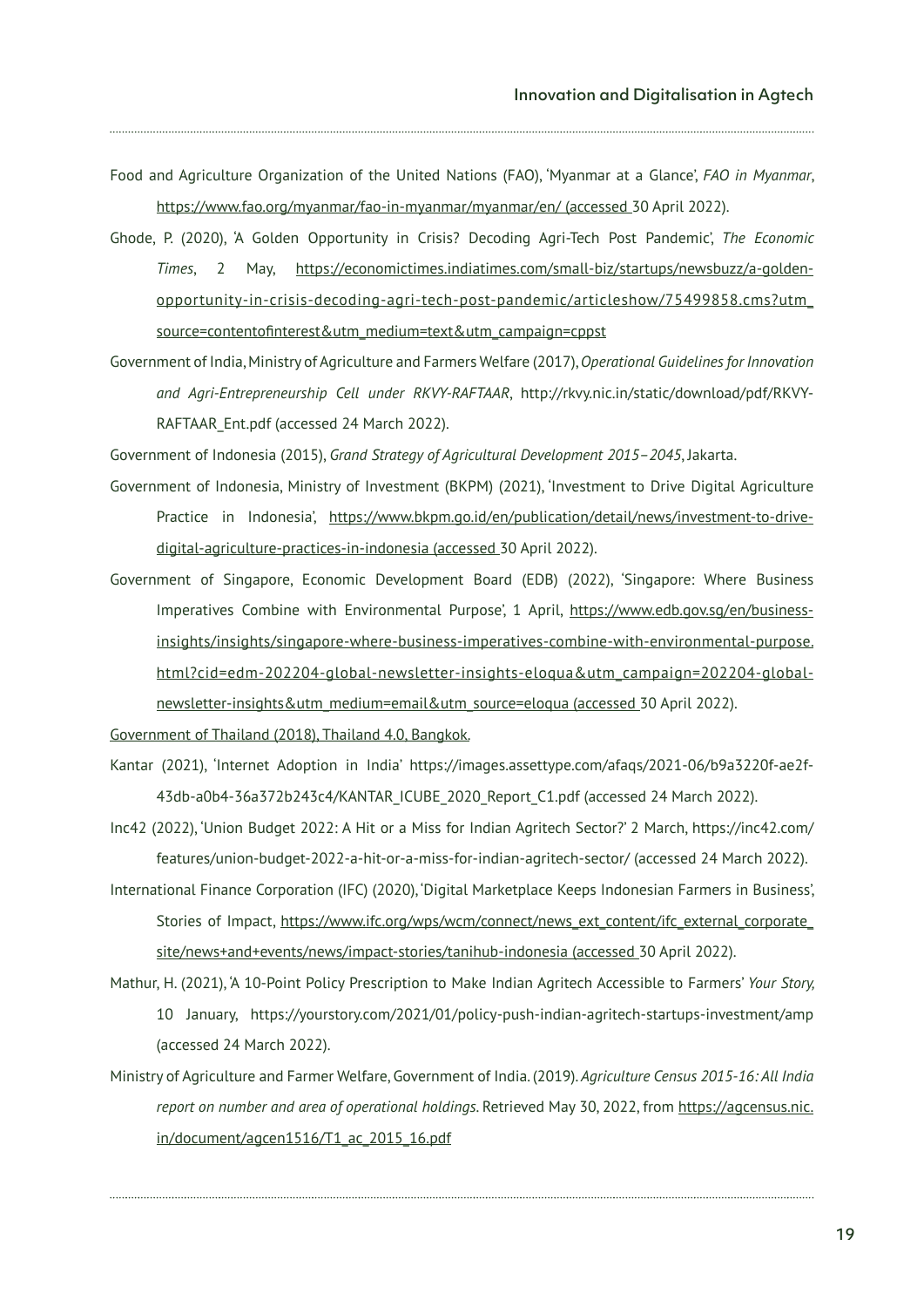Food and Agriculture Organization of the United Nations (FAO), 'Myanmar at a Glance', *FAO in Myanmar*, https://www.fao.org/myanmar/fao-in-myanmar/myanmar/en/ (accessed 30 April 2022).

Ghode, P. (2020), 'A Golden Opportunity in Crisis? Decoding Agri-Tech Post Pandemic', *The Economic Times*, 2 May, https://economictimes.indiatimes.com/small-biz/startups/newsbuzz/a-golden-opportunity-in-crisis-decoding-agri-tech-post-pandemic/articleshow/75499858.cms?utm_source=contentofinterest&utm_medium=text&utm_campaign=cppst

Government of India, Ministry of Agriculture and Farmers Welfare (2017), *Operational Guidelines for Innovation and Agri-Entrepreneurship Cell under RKVY-RAFTAAR*, http://rkvy.nic.in/static/download/pdf/RKVY-RAFTAAR_Ent.pdf (accessed 24 March 2022).

Government of Indonesia (2015), *Grand Strategy of Agricultural Development 2015–2045*, Jakarta.

Government of Indonesia, Ministry of Investment (BKPM) (2021), 'Investment to Drive Digital Agriculture Practice in Indonesia', https://www.bkpm.go.id/en/publication/detail/news/investment-to-drive-digital-agriculture-practices-in-indonesia (accessed 30 April 2022).

Government of Singapore, Economic Development Board (EDB) (2022), 'Singapore: Where Business Imperatives Combine with Environmental Purpose', 1 April, https://www.edb.gov.sg/en/business-insights/insights/singapore-where-business-imperatives-combine-with-environmental-purpose.html?cid=edm-202204-global-newsletter-insights-eloqua&utm_campaign=202204-global-newsletter-insights&utm_medium=email&utm_source=eloqua (accessed 30 April 2022).

Government of Thailand (2018), Thailand 4.0, Bangkok.

Kantar (2021), 'Internet Adoption in India' https://images.assettype.com/afaqs/2021-06/b9a3220f-ae2f-43db-a0b4-36a372b243c4/KANTAR_ICUBE_2020_Report_C1.pdf (accessed 24 March 2022).

Inc42 (2022), 'Union Budget 2022: A Hit or a Miss for Indian Agritech Sector?' 2 March, https://inc42.com/features/union-budget-2022-a-hit-or-a-miss-for-indian-agritech-sector/ (accessed 24 March 2022).

International Finance Corporation (IFC) (2020), 'Digital Marketplace Keeps Indonesian Farmers in Business', Stories of Impact, https://www.ifc.org/wps/wcm/connect/news_ext_content/ifc_external_corporate_site/news+and+events/news/impact-stories/tanihub-indonesia (accessed 30 April 2022).

Mathur, H. (2021), 'A 10-Point Policy Prescription to Make Indian Agritech Accessible to Farmers' *Your Story,* 10 January, https://yourstory.com/2021/01/policy-push-indian-agritech-startups-investment/amp (accessed 24 March 2022).

Ministry of Agriculture and Farmer Welfare, Government of India. (2019). *Agriculture Census 2015-16: All India report on number and area of operational holdings*. Retrieved May 30, 2022, from https://agcensus.nic.in/document/agcen1516/T1_ac_2015_16.pdf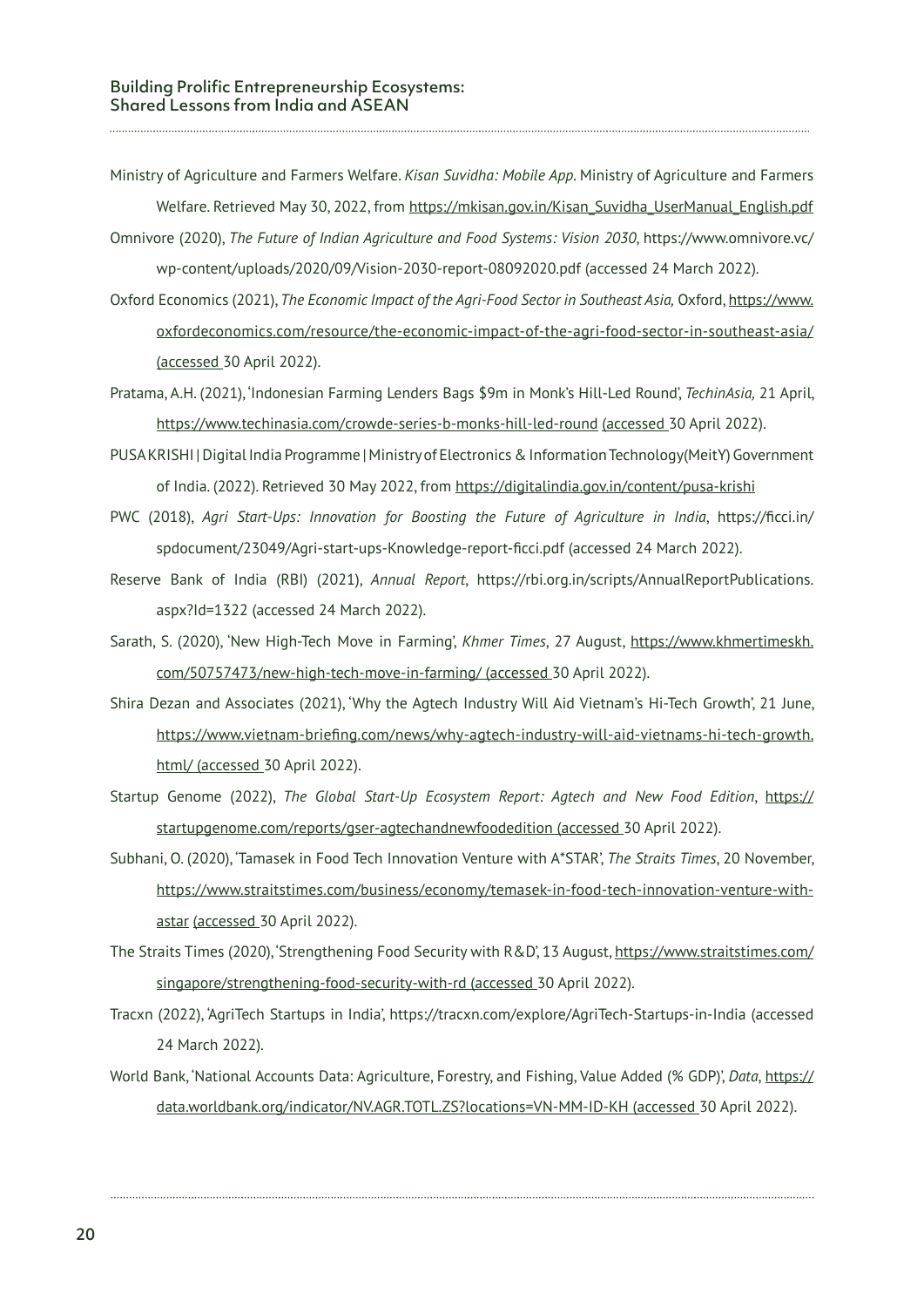Ministry of Agriculture and Farmers Welfare. *Kisan Suvidha: Mobile App*. Ministry of Agriculture and Farmers Welfare. Retrieved May 30, 2022, from https://mkisan.gov.in/Kisan_Suvidha_UserManual_English.pdf

Omnivore (2020), *The Future of Indian Agriculture and Food Systems: Vision 2030*, https://www.omnivore.vc/wp-content/uploads/2020/09/Vision-2030-report-08092020.pdf (accessed 24 March 2022).

Oxford Economics (2021), *The Economic Impact of the Agri-Food Sector in Southeast Asia,* Oxford, https://www.oxfordeconomics.com/resource/the-economic-impact-of-the-agri-food-sector-in-southeast-asia/ (accessed 30 April 2022).

Pratama, A.H. (2021), 'Indonesian Farming Lenders Bags $9m in Monk's Hill-Led Round', *TechinAsia,* 21 April, https://www.techinasia.com/crowde-series-b-monks-hill-led-round (accessed 30 April 2022).

PUSA KRISHI | Digital India Programme | Ministry of Electronics & Information Technology(MeitY) Government of India. (2022). Retrieved 30 May 2022, from https://digitalindia.gov.in/content/pusa-krishi

PWC (2018), *Agri Start-Ups: Innovation for Boosting the Future of Agriculture in India*, https://ficci.in/spdocument/23049/Agri-start-ups-Knowledge-report-ficci.pdf (accessed 24 March 2022).

Reserve Bank of India (RBI) (2021), *Annual Report*, https://rbi.org.in/scripts/AnnualReportPublications.aspx?Id=1322 (accessed 24 March 2022).

Sarath, S. (2020), 'New High-Tech Move in Farming', *Khmer Times*, 27 August, https://www.khmertimeskh.com/50757473/new-high-tech-move-in-farming/ (accessed 30 April 2022).

Shira Dezan and Associates (2021), 'Why the Agtech Industry Will Aid Vietnam's Hi-Tech Growth', 21 June, https://www.vietnam-briefing.com/news/why-agtech-industry-will-aid-vietnams-hi-tech-growth.html/ (accessed 30 April 2022).

Startup Genome (2022), *The Global Start-Up Ecosystem Report: Agtech and New Food Edition*, https://startupgenome.com/reports/gser-agtechandnewfoodedition (accessed 30 April 2022).

Subhani, O. (2020), 'Tamasek in Food Tech Innovation Venture with A*STAR', *The Straits Times*, 20 November, https://www.straitstimes.com/business/economy/temasek-in-food-tech-innovation-venture-with-astar (accessed 30 April 2022).

The Straits Times (2020), 'Strengthening Food Security with R&D', 13 August, https://www.straitstimes.com/singapore/strengthening-food-security-with-rd (accessed 30 April 2022).

Tracxn (2022), 'AgriTech Startups in India', https://tracxn.com/explore/AgriTech-Startups-in-India (accessed 24 March 2022).

World Bank, 'National Accounts Data: Agriculture, Forestry, and Fishing, Value Added (% GDP)', *Data*, https://data.worldbank.org/indicator/NV.AGR.TOTL.ZS?locations=VN-MM-ID-KH (accessed 30 April 2022).